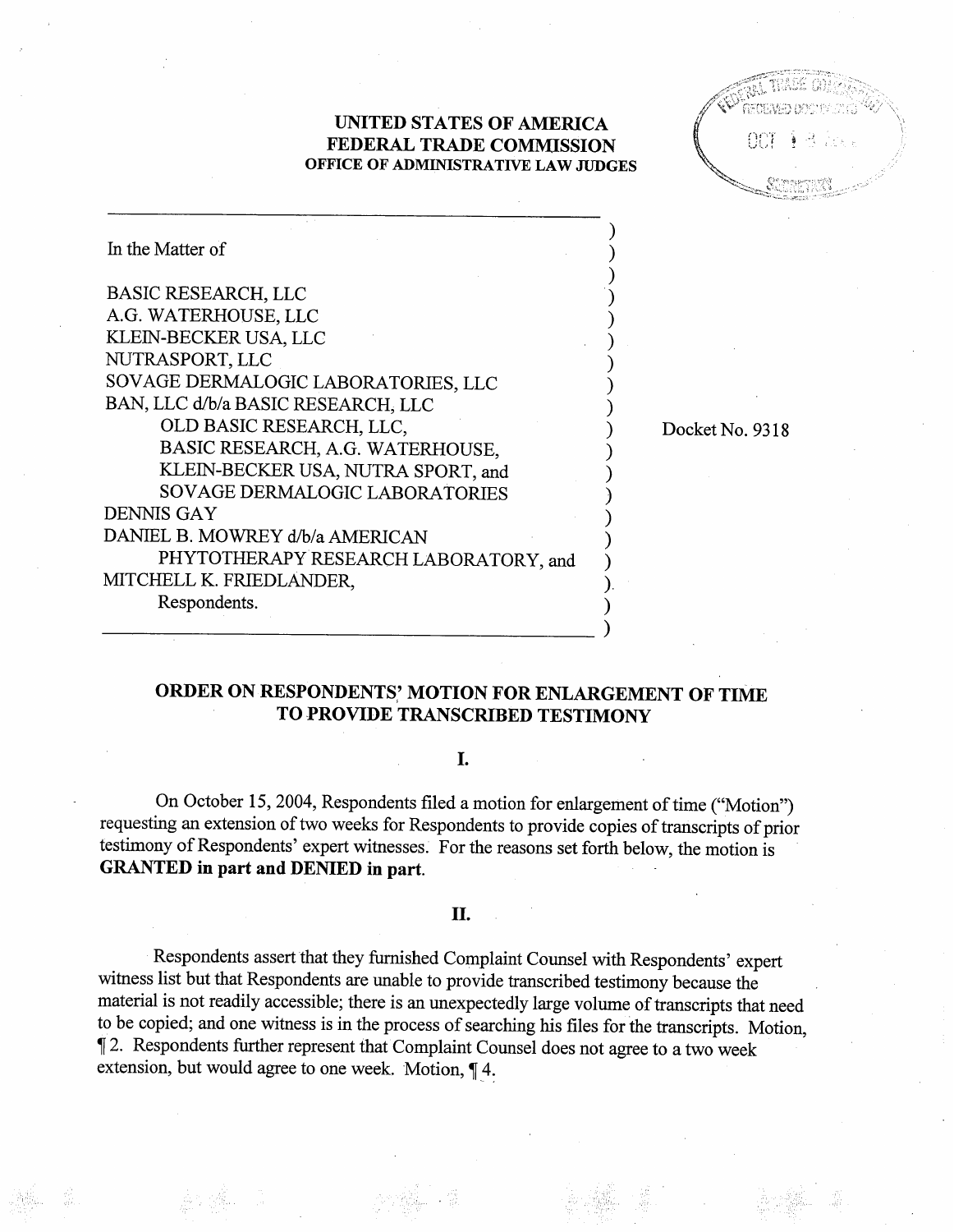**UNITED STATES OF AMERICA**
**FEDERAL TRADE COMMISSION**
**OFFICE OF ADMINISTRATIVE LAW JUDGES**

In the Matter of

BASIC RESEARCH, LLC
A.G. WATERHOUSE, LLC
KLEIN-BECKER USA, LLC
NUTRASPORT, LLC
SOVAGE DERMALOGIC LABORATORIES, LLC
BAN, LLC d/b/a BASIC RESEARCH, LLC
OLD BASIC RESEARCH, LLC,
BASIC RESEARCH, A.G. WATERHOUSE,
KLEIN-BECKER USA, NUTRA SPORT, and
SOVAGE DERMALOGIC LABORATORIES
DENNIS GAY
DANIEL B. MOWREY d/b/a AMERICAN
PHYTOTHERAPY RESEARCH LABORATORY, and
MITCHELL K. FRIEDLANDER,
Respondents.

Docket No. 9318

**ORDER ON RESPONDENTS' MOTION FOR ENLARGEMENT OF TIME TO PROVIDE TRANSCRIBED TESTIMONY**

**I.**

On October 15, 2004, Respondents filed a motion for enlargement of time ("Motion") requesting an extension of two weeks for Respondents to provide copies of transcripts of prior testimony of Respondents' expert witnesses. For the reasons set forth below, the motion is **GRANTED in part and DENIED in part**.

**II.**

Respondents assert that they furnished Complaint Counsel with Respondents' expert witness list but that Respondents are unable to provide transcribed testimony because the material is not readily accessible; there is an unexpectedly large volume of transcripts that need to be copied; and one witness is in the process of searching his files for the transcripts. Motion, ¶ 2. Respondents further represent that Complaint Counsel does not agree to a two week extension, but would agree to one week. Motion, ¶ 4.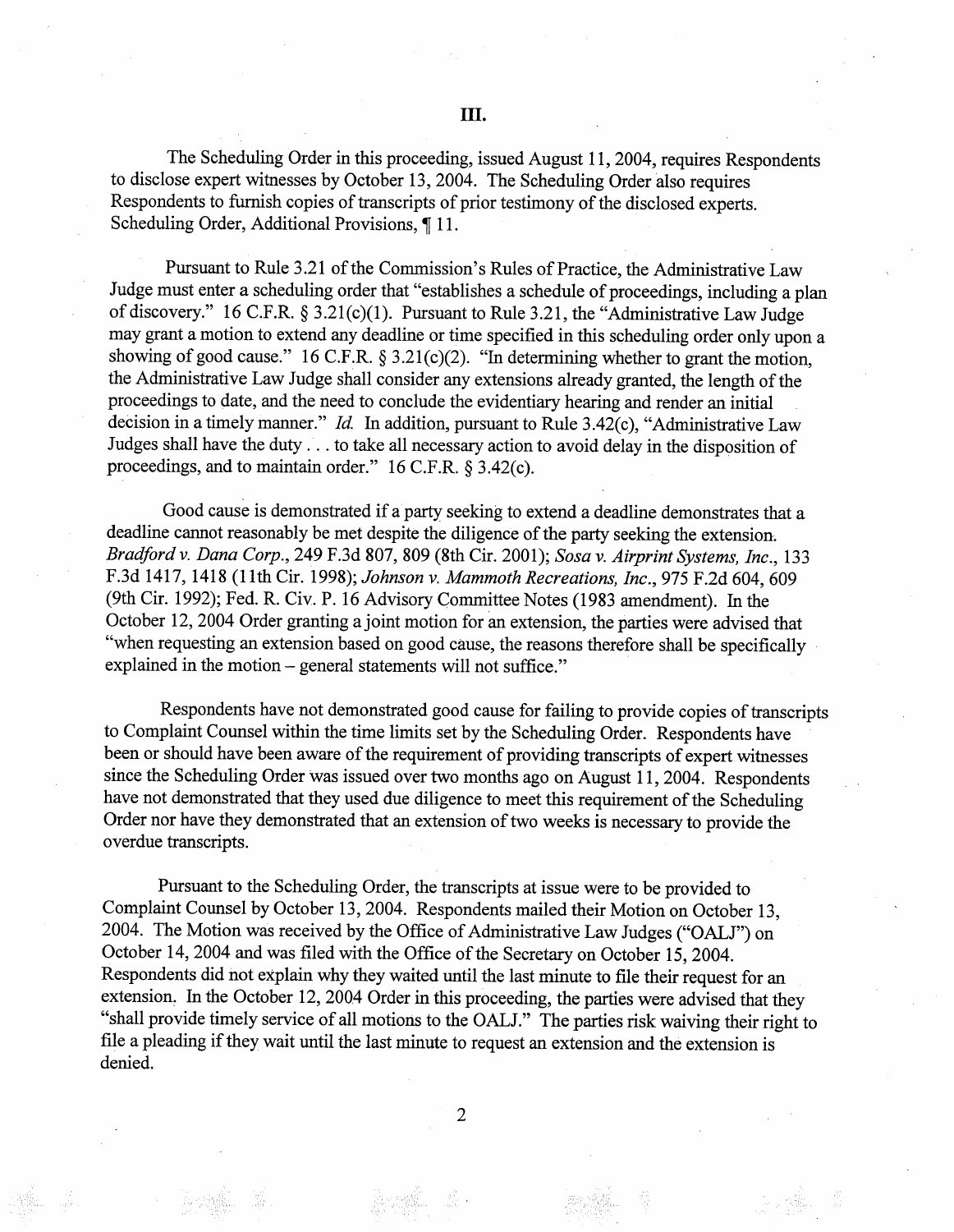## III.

The Scheduling Order in this proceeding, issued August 11, 2004, requires Respondents to disclose expert witnesses by October 13, 2004. The Scheduling Order also requires Respondents to furnish copies of transcripts of prior testimony of the disclosed experts. Scheduling Order, Additional Provisions, ¶ 11.

Pursuant to Rule 3.21 of the Commission's Rules of Practice, the Administrative Law Judge must enter a scheduling order that "establishes a schedule of proceedings, including a plan of discovery." 16 C.F.R. § 3.21(c)(1). Pursuant to Rule 3.21, the "Administrative Law Judge may grant a motion to extend any deadline or time specified in this scheduling order only upon a showing of good cause." 16 C.F.R. § 3.21(c)(2). "In determining whether to grant the motion, the Administrative Law Judge shall consider any extensions already granted, the length of the proceedings to date, and the need to conclude the evidentiary hearing and render an initial decision in a timely manner." *Id.* In addition, pursuant to Rule 3.42(c), "Administrative Law Judges shall have the duty . . . to take all necessary action to avoid delay in the disposition of proceedings, and to maintain order." 16 C.F.R. § 3.42(c).

Good cause is demonstrated if a party seeking to extend a deadline demonstrates that a deadline cannot reasonably be met despite the diligence of the party seeking the extension. *Bradford v. Dana Corp.*, 249 F.3d 807, 809 (8th Cir. 2001); *Sosa v. Airprint Systems, Inc.*, 133 F.3d 1417, 1418 (11th Cir. 1998); *Johnson v. Mammoth Recreations, Inc.*, 975 F.2d 604, 609 (9th Cir. 1992); Fed. R. Civ. P. 16 Advisory Committee Notes (1983 amendment). In the October 12, 2004 Order granting a joint motion for an extension, the parties were advised that "when requesting an extension based on good cause, the reasons therefore shall be specifically explained in the motion – general statements will not suffice."

Respondents have not demonstrated good cause for failing to provide copies of transcripts to Complaint Counsel within the time limits set by the Scheduling Order. Respondents have been or should have been aware of the requirement of providing transcripts of expert witnesses since the Scheduling Order was issued over two months ago on August 11, 2004. Respondents have not demonstrated that they used due diligence to meet this requirement of the Scheduling Order nor have they demonstrated that an extension of two weeks is necessary to provide the overdue transcripts.

Pursuant to the Scheduling Order, the transcripts at issue were to be provided to Complaint Counsel by October 13, 2004. Respondents mailed their Motion on October 13, 2004. The Motion was received by the Office of Administrative Law Judges ("OALJ") on October 14, 2004 and was filed with the Office of the Secretary on October 15, 2004. Respondents did not explain why they waited until the last minute to file their request for an extension. In the October 12, 2004 Order in this proceeding, the parties were advised that they "shall provide timely service of all motions to the OALJ." The parties risk waiving their right to file a pleading if they wait until the last minute to request an extension and the extension is denied.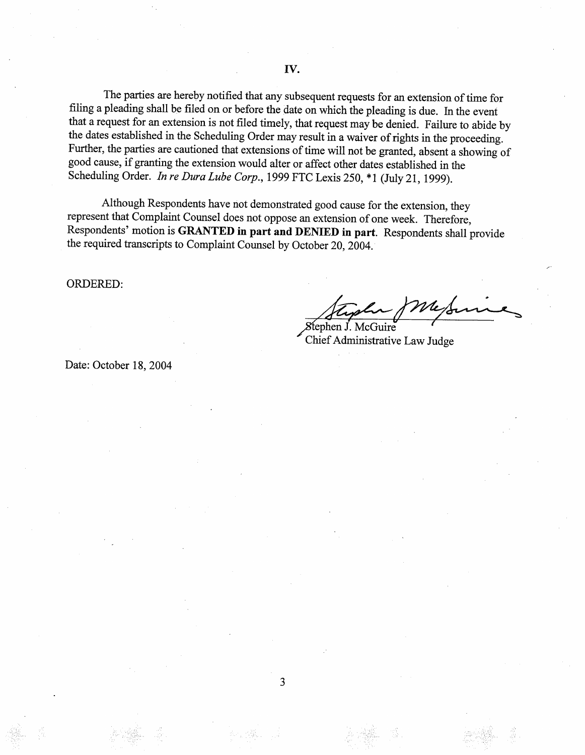## IV.

The parties are hereby notified that any subsequent requests for an extension of time for filing a pleading shall be filed on or before the date on which the pleading is due. In the event that a request for an extension is not filed timely, that request may be denied. Failure to abide by the dates established in the Scheduling Order may result in a waiver of rights in the proceeding. Further, the parties are cautioned that extensions of time will not be granted, absent a showing of good cause, if granting the extension would alter or affect other dates established in the Scheduling Order. *In re Dura Lube Corp.*, 1999 FTC Lexis 250, *1 (July 21, 1999).

Although Respondents have not demonstrated good cause for the extension, they represent that Complaint Counsel does not oppose an extension of one week. Therefore, Respondents' motion is **GRANTED in part and DENIED in part**. Respondents shall provide the required transcripts to Complaint Counsel by October 20, 2004.

ORDERED:

Stephen J. McGuire
Chief Administrative Law Judge

Date: October 18, 2004